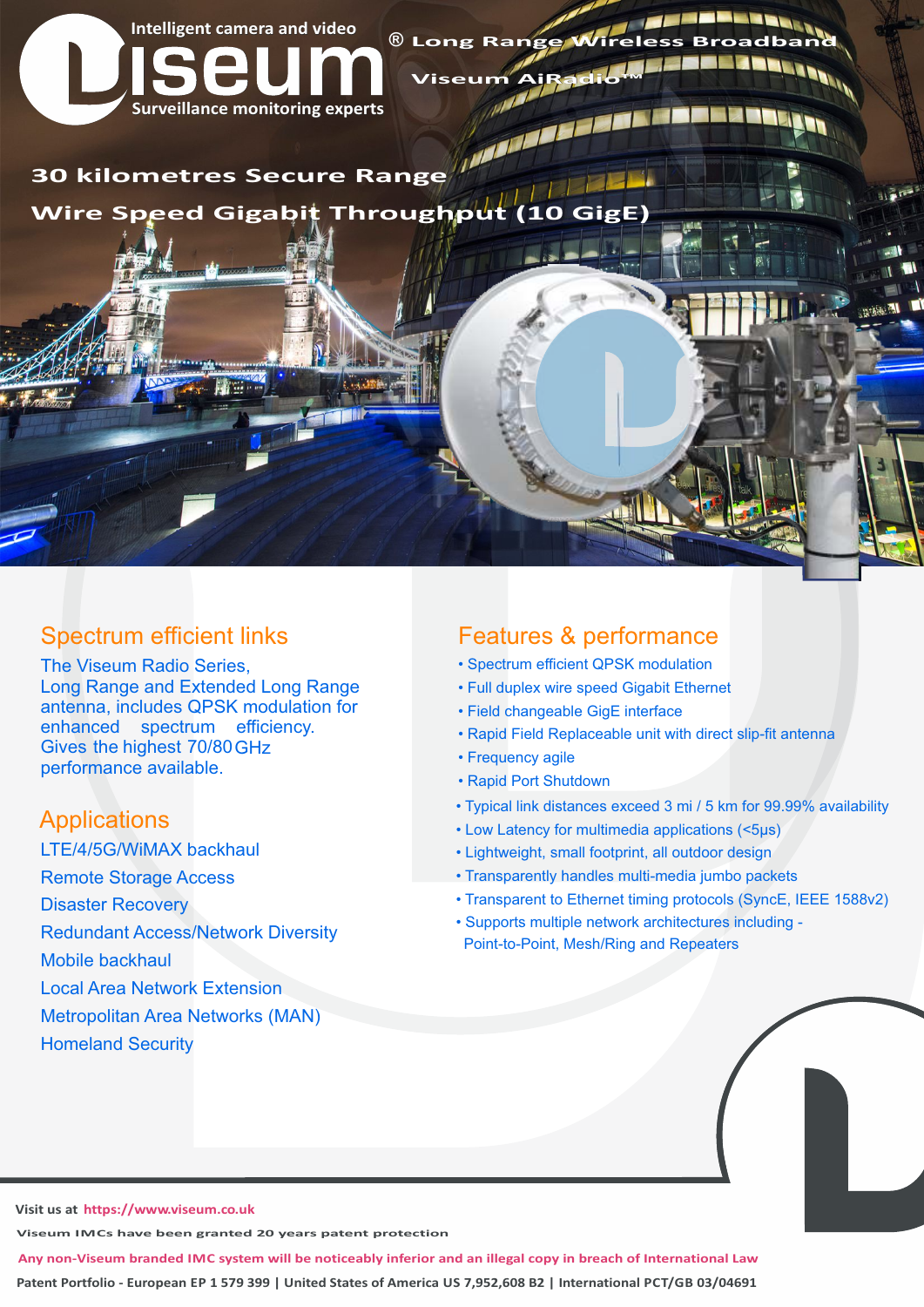Intelligent camera and video

# Viseum®

Surveillance monitoring experts

Long Range Wireless Broadband

Viseum AiRadio™

## 30 kilometres Secure Range

## Wire Speed Gigabit Throughput (10 GigE)

## Spectrum efficient links

The Viseum Radio Series, Long Range and Extended Long Range antenna, includes QPSK modulation for enhanced spectrum efficiency. Gives the highest 70/80 GHz performance available.

## Applications

- LTE/4/5G/WiMAX backhaul
- Remote Storage Access
- Disaster Recovery
- Redundant Access/Network Diversity
- Mobile backhaul
- Local Area Network Extension
- Metropolitan Area Networks (MAN)
- Homeland Security

## Features & performance

- Spectrum efficient QPSK modulation
- Full duplex wire speed Gigabit Ethernet
- Field changeable GigE interface
- Rapid Field Replaceable unit with direct slip-fit antenna
- Frequency agile
- Rapid Port Shutdown
- Typical link distances exceed 3 mi / 5 km for 99.99% availability
- Low Latency for multimedia applications (<5μs)
- Lightweight, small footprint, all outdoor design
- Transparently handles multi-media jumbo packets
- Transparent to Ethernet timing protocols (SyncE, IEEE 1588v2)
- Supports multiple network architectures including - Point-to-Point, Mesh/Ring and Repeaters

Visit us at https://www.viseum.co.uk

Viseum IMCs have been granted 20 years patent protection

Any non-Viseum branded IMC system will be noticeably inferior and an illegal copy in breach of International Law

Patent Portfolio - European EP 1 579 399 | United States of America US 7,952,608 B2 | International PCT/GB 03/04691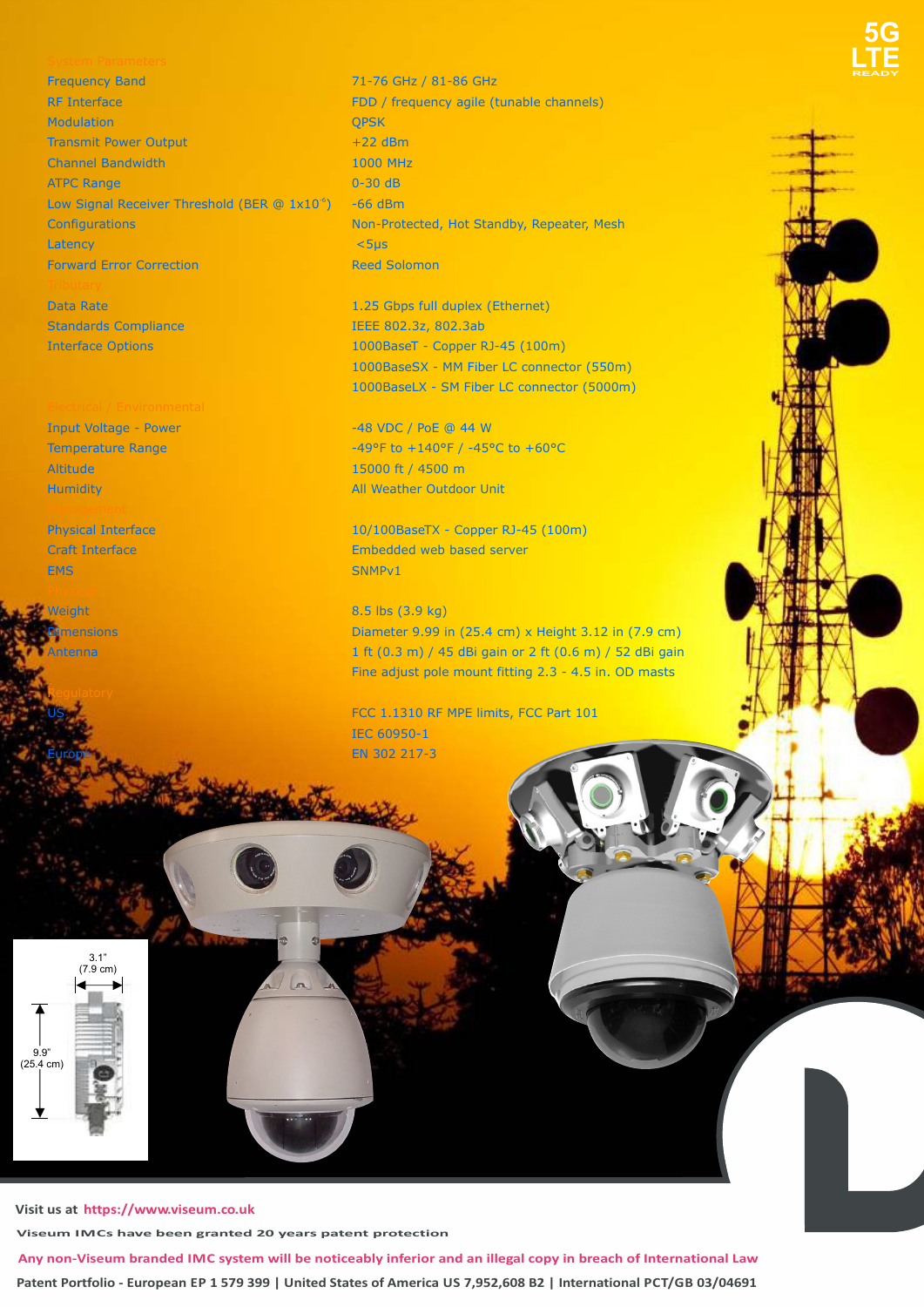5G LTE READY

## System Parameters

| | |
|---|---|
| Frequency Band | 71-76 GHz / 81-86 GHz |
| RF Interface | FDD / frequency agile (tunable channels) |
| Modulation | QPSK |
| Transmit Power Output | +22 dBm |
| Channel Bandwidth | 1000 MHz |
| ATPC Range | 0-30 dB |
| Low Signal Receiver Threshold (BER @ $1x10^{-6}$) | -66 dBm |
| Configurations | Non-Protected, Hot Standby, Repeater, Mesh |
| Latency | <5µs |
| Forward Error Correction | Reed Solomon |

## Tributary

| | |
|---|---|
| Data Rate | 1.25 Gbps full duplex (Ethernet) |
| Standards Compliance | IEEE 802.3z, 802.3ab |
| Interface Options | 1000BaseT - Copper RJ-45 (100m) |
| | 1000BaseSX - MM Fiber LC connector (550m) |
| | 1000BaseLX - SM Fiber LC connector (5000m) |

## Electrical / Environmental

| | |
|---|---|
| Input Voltage - Power | -48 VDC / PoE @ 44 W |
| Temperature Range | -49°F to +140°F / -45°C to +60°C |
| Altitude | 15000 ft / 4500 m |
| Humidity | All Weather Outdoor Unit |

## Management

| | |
|---|---|
| Physical Interface | 10/100BaseTX - Copper RJ-45 (100m) |
| Craft Interface | Embedded web based server |
| EMS | SNMPv1 |

## Physical

| | |
|---|---|
| Weight | 8.5 lbs (3.9 kg) |
| Dimensions | Diameter 9.99 in (25.4 cm) x Height 3.12 in (7.9 cm) |
| Antenna | 1 ft (0.3 m) / 45 dBi gain or 2 ft (0.6 m) / 52 dBi gain |
| | Fine adjust pole mount fitting 2.3 - 4.5 in. OD masts |

## Regulatory

| | |
|---|---|
| US | FCC 1.1310 RF MPE limits, FCC Part 101 |
| | IEC 60950-1 |
| Europe | EN 302 217-3 |

3.1" (7.9 cm)

9.9" (25.4 cm)

Visit us at **https://www.viseum.co.uk**

**Viseum IMCs have been granted 20 years patent protection**

**Any non-Viseum branded IMC system will be noticeably inferior and an illegal copy in breach of International Law**

**Patent Portfolio - European EP 1 579 399 | United States of America US 7,952,608 B2 | International PCT/GB 03/04691**